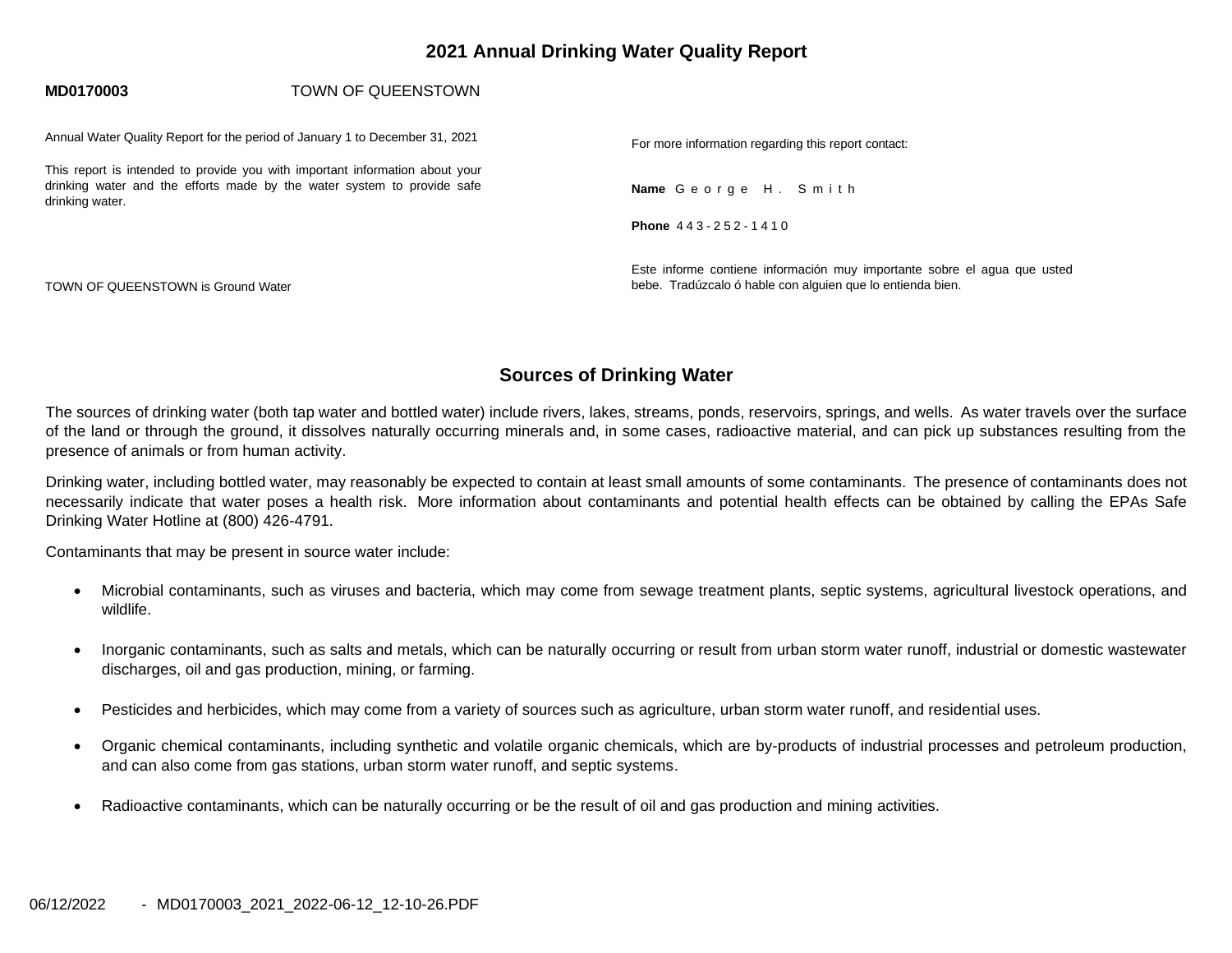# 2021 Annual Drinking Water Quality Report

**MD0170003** TOWN OF QUEENSTOWN

Annual Water Quality Report for the period of January 1 to December 31, 2021

This report is intended to provide you with important information about your drinking water and the efforts made by the water system to provide safe drinking water.

TOWN OF QUEENSTOWN is Ground Water

For more information regarding this report contact:

**Name** George H. Smith

**Phone** 443-252-1410

Este informe contiene información muy importante sobre el agua que usted bebe. Tradúzcalo ó hable con alguien que lo entienda bien.

## Sources of Drinking Water

The sources of drinking water (both tap water and bottled water) include rivers, lakes, streams, ponds, reservoirs, springs, and wells. As water travels over the surface of the land or through the ground, it dissolves naturally occurring minerals and, in some cases, radioactive material, and can pick up substances resulting from the presence of animals or from human activity.

Drinking water, including bottled water, may reasonably be expected to contain at least small amounts of some contaminants. The presence of contaminants does not necessarily indicate that water poses a health risk. More information about contaminants and potential health effects can be obtained by calling the EPAs Safe Drinking Water Hotline at (800) 426-4791.

Contaminants that may be present in source water include:

- Microbial contaminants, such as viruses and bacteria, which may come from sewage treatment plants, septic systems, agricultural livestock operations, and wildlife.
- Inorganic contaminants, such as salts and metals, which can be naturally occurring or result from urban storm water runoff, industrial or domestic wastewater discharges, oil and gas production, mining, or farming.
- Pesticides and herbicides, which may come from a variety of sources such as agriculture, urban storm water runoff, and residential uses.
- Organic chemical contaminants, including synthetic and volatile organic chemicals, which are by-products of industrial processes and petroleum production, and can also come from gas stations, urban storm water runoff, and septic systems.
- Radioactive contaminants, which can be naturally occurring or be the result of oil and gas production and mining activities.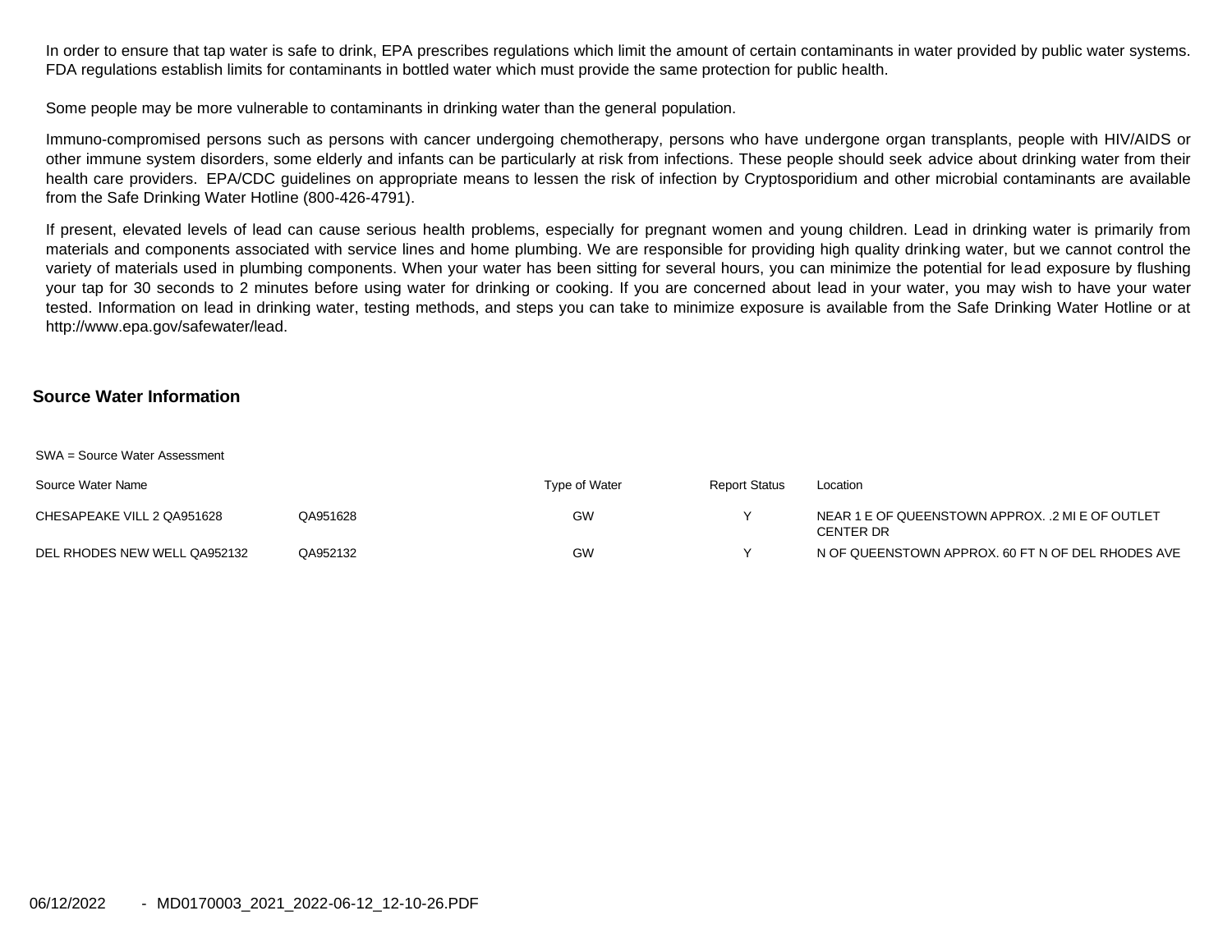In order to ensure that tap water is safe to drink, EPA prescribes regulations which limit the amount of certain contaminants in water provided by public water systems. FDA regulations establish limits for contaminants in bottled water which must provide the same protection for public health.

Some people may be more vulnerable to contaminants in drinking water than the general population.

Immuno-compromised persons such as persons with cancer undergoing chemotherapy, persons who have undergone organ transplants, people with HIV/AIDS or other immune system disorders, some elderly and infants can be particularly at risk from infections. These people should seek advice about drinking water from their health care providers. EPA/CDC guidelines on appropriate means to lessen the risk of infection by Cryptosporidium and other microbial contaminants are available from the Safe Drinking Water Hotline (800-426-4791).

If present, elevated levels of lead can cause serious health problems, especially for pregnant women and young children. Lead in drinking water is primarily from materials and components associated with service lines and home plumbing. We are responsible for providing high quality drinking water, but we cannot control the variety of materials used in plumbing components. When your water has been sitting for several hours, you can minimize the potential for lead exposure by flushing your tap for 30 seconds to 2 minutes before using water for drinking or cooking. If you are concerned about lead in your water, you may wish to have your water tested. Information on lead in drinking water, testing methods, and steps you can take to minimize exposure is available from the Safe Drinking Water Hotline or at http://www.epa.gov/safewater/lead.

## Source Water Information

SWA = Source Water Assessment

| Source Water Name | | Type of Water | Report Status | Location |
|---|---|---|---|---|
| CHESAPEAKE VILL 2 QA951628 | QA951628 | GW | Y | NEAR 1 E OF QUEENSTOWN APPROX. .2 MI E OF OUTLET CENTER DR |
| DEL RHODES NEW WELL QA952132 | QA952132 | GW | Y | N OF QUEENSTOWN APPROX. 60 FT N OF DEL RHODES AVE |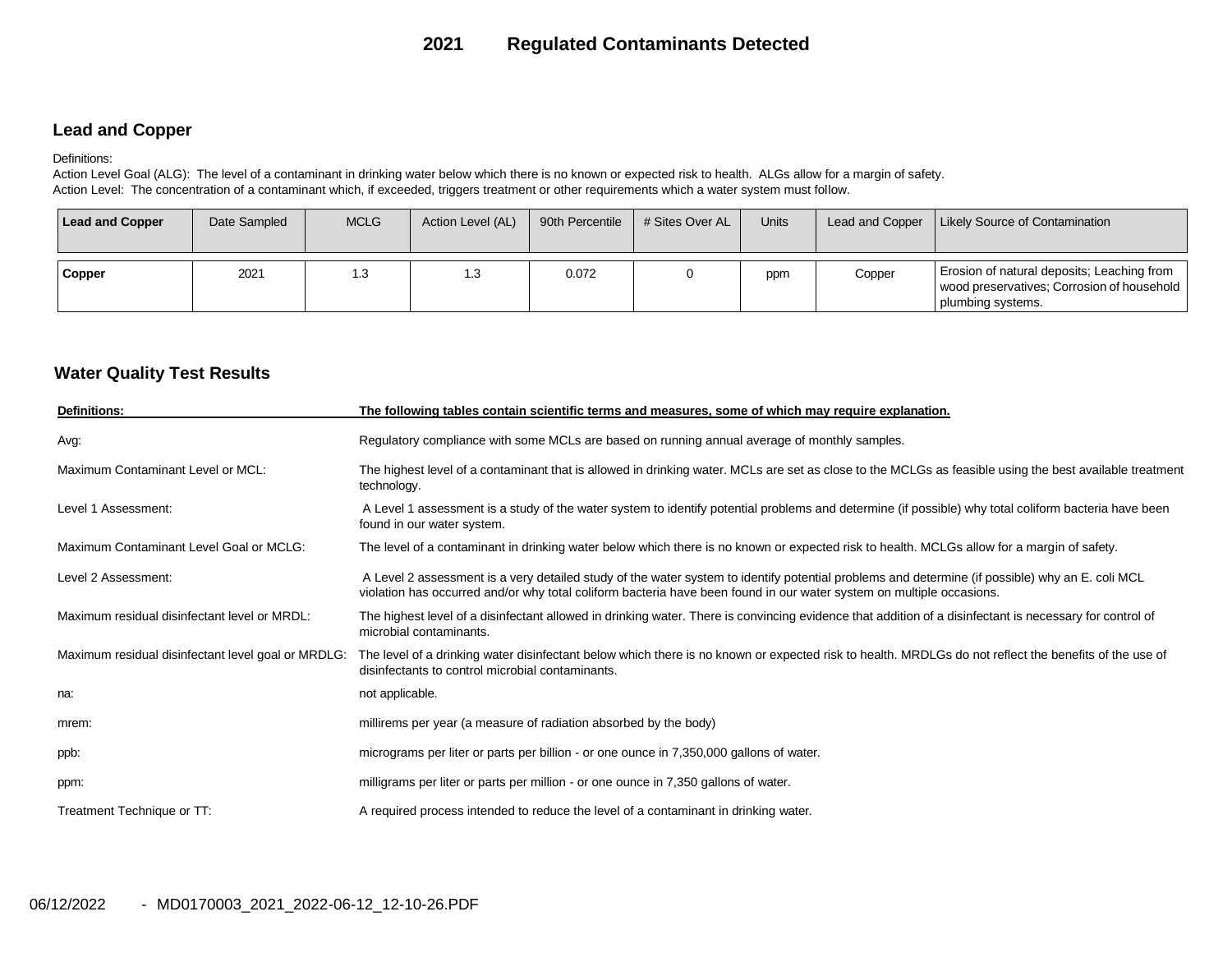# 2021 Regulated Contaminants Detected

## Lead and Copper

Definitions:
Action Level Goal (ALG): The level of a contaminant in drinking water below which there is no known or expected risk to health. ALGs allow for a margin of safety.
Action Level: The concentration of a contaminant which, if exceeded, triggers treatment or other requirements which a water system must follow.

| Lead and Copper | Date Sampled | MCLG | Action Level (AL) | 90th Percentile | # Sites Over AL | Units | Lead and Copper | Likely Source of Contamination |
|---|---|---|---|---|---|---|---|---|
| **Copper** | 2021 | 1.3 | 1.3 | 0.072 | 0 | ppm | Copper | Erosion of natural deposits; Leaching from wood preservatives; Corrosion of household plumbing systems. |

## Water Quality Test Results

| Definitions: | The following tables contain scientific terms and measures, some of which may require explanation. |
|---|---|
| Avg: | Regulatory compliance with some MCLs are based on running annual average of monthly samples. |
| Maximum Contaminant Level or MCL: | The highest level of a contaminant that is allowed in drinking water. MCLs are set as close to the MCLGs as feasible using the best available treatment technology. |
| Level 1 Assessment: | A Level 1 assessment is a study of the water system to identify potential problems and determine (if possible) why total coliform bacteria have been found in our water system. |
| Maximum Contaminant Level Goal or MCLG: | The level of a contaminant in drinking water below which there is no known or expected risk to health. MCLGs allow for a margin of safety. |
| Level 2 Assessment: | A Level 2 assessment is a very detailed study of the water system to identify potential problems and determine (if possible) why an E. coli MCL violation has occurred and/or why total coliform bacteria have been found in our water system on multiple occasions. |
| Maximum residual disinfectant level or MRDL: | The highest level of a disinfectant allowed in drinking water. There is convincing evidence that addition of a disinfectant is necessary for control of microbial contaminants. |
| Maximum residual disinfectant level goal or MRDLG: | The level of a drinking water disinfectant below which there is no known or expected risk to health. MRDLGs do not reflect the benefits of the use of disinfectants to control microbial contaminants. |
| na: | not applicable. |
| mrem: | millirems per year (a measure of radiation absorbed by the body) |
| ppb: | micrograms per liter or parts per billion - or one ounce in 7,350,000 gallons of water. |
| ppm: | milligrams per liter or parts per million - or one ounce in 7,350 gallons of water. |
| Treatment Technique or TT: | A required process intended to reduce the level of a contaminant in drinking water. |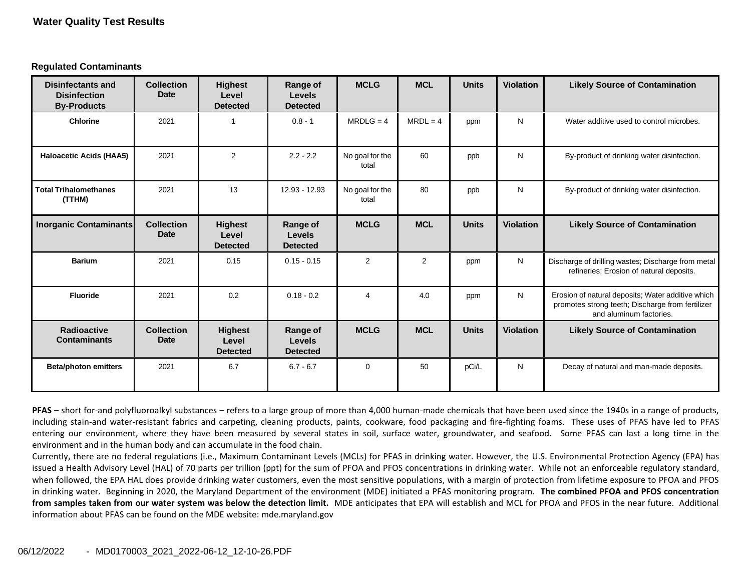## Water Quality Test Results

### Regulated Contaminants

| Disinfectants and Disinfection By-Products | Collection Date | Highest Level Detected | Range of Levels Detected | MCLG | MCL | Units | Violation | Likely Source of Contamination |
|---|---|---|---|---|---|---|---|---|
| Chlorine | 2021 | 1 | 0.8 - 1 | MRDLG = 4 | MRDL = 4 | ppm | N | Water additive used to control microbes. |
| Haloacetic Acids (HAA5) | 2021 | 2 | 2.2 - 2.2 | No goal for the total | 60 | ppb | N | By-product of drinking water disinfection. |
| Total Trihalomethanes (TTHM) | 2021 | 13 | 12.93 - 12.93 | No goal for the total | 80 | ppb | N | By-product of drinking water disinfection. |
| **Inorganic Contaminants** | **Collection Date** | **Highest Level Detected** | **Range of Levels Detected** | **MCLG** | **MCL** | **Units** | **Violation** | **Likely Source of Contamination** |
| Barium | 2021 | 0.15 | 0.15 - 0.15 | 2 | 2 | ppm | N | Discharge of drilling wastes; Discharge from metal refineries; Erosion of natural deposits. |
| Fluoride | 2021 | 0.2 | 0.18 - 0.2 | 4 | 4.0 | ppm | N | Erosion of natural deposits; Water additive which promotes strong teeth; Discharge from fertilizer and aluminum factories. |
| **Radioactive Contaminants** | **Collection Date** | **Highest Level Detected** | **Range of Levels Detected** | **MCLG** | **MCL** | **Units** | **Violation** | **Likely Source of Contamination** |
| Beta/photon emitters | 2021 | 6.7 | 6.7 - 6.7 | 0 | 50 | pCi/L | N | Decay of natural and man-made deposits. |

**PFAS** – short for-and polyfluoroalkyl substances – refers to a large group of more than 4,000 human-made chemicals that have been used since the 1940s in a range of products, including stain-and water-resistant fabrics and carpeting, cleaning products, paints, cookware, food packaging and fire-fighting foams. These uses of PFAS have led to PFAS entering our environment, where they have been measured by several states in soil, surface water, groundwater, and seafood. Some PFAS can last a long time in the environment and in the human body and can accumulate in the food chain.

Currently, there are no federal regulations (i.e., Maximum Contaminant Levels (MCLs) for PFAS in drinking water. However, the U.S. Environmental Protection Agency (EPA) has issued a Health Advisory Level (HAL) of 70 parts per trillion (ppt) for the sum of PFOA and PFOS concentrations in drinking water. While not an enforceable regulatory standard, when followed, the EPA HAL does provide drinking water customers, even the most sensitive populations, with a margin of protection from lifetime exposure to PFOA and PFOS in drinking water. Beginning in 2020, the Maryland Department of the environment (MDE) initiated a PFAS monitoring program. **The combined PFOA and PFOS concentration from samples taken from our water system was below the detection limit.** MDE anticipates that EPA will establish and MCL for PFOA and PFOS in the near future. Additional information about PFAS can be found on the MDE website: mde.maryland.gov